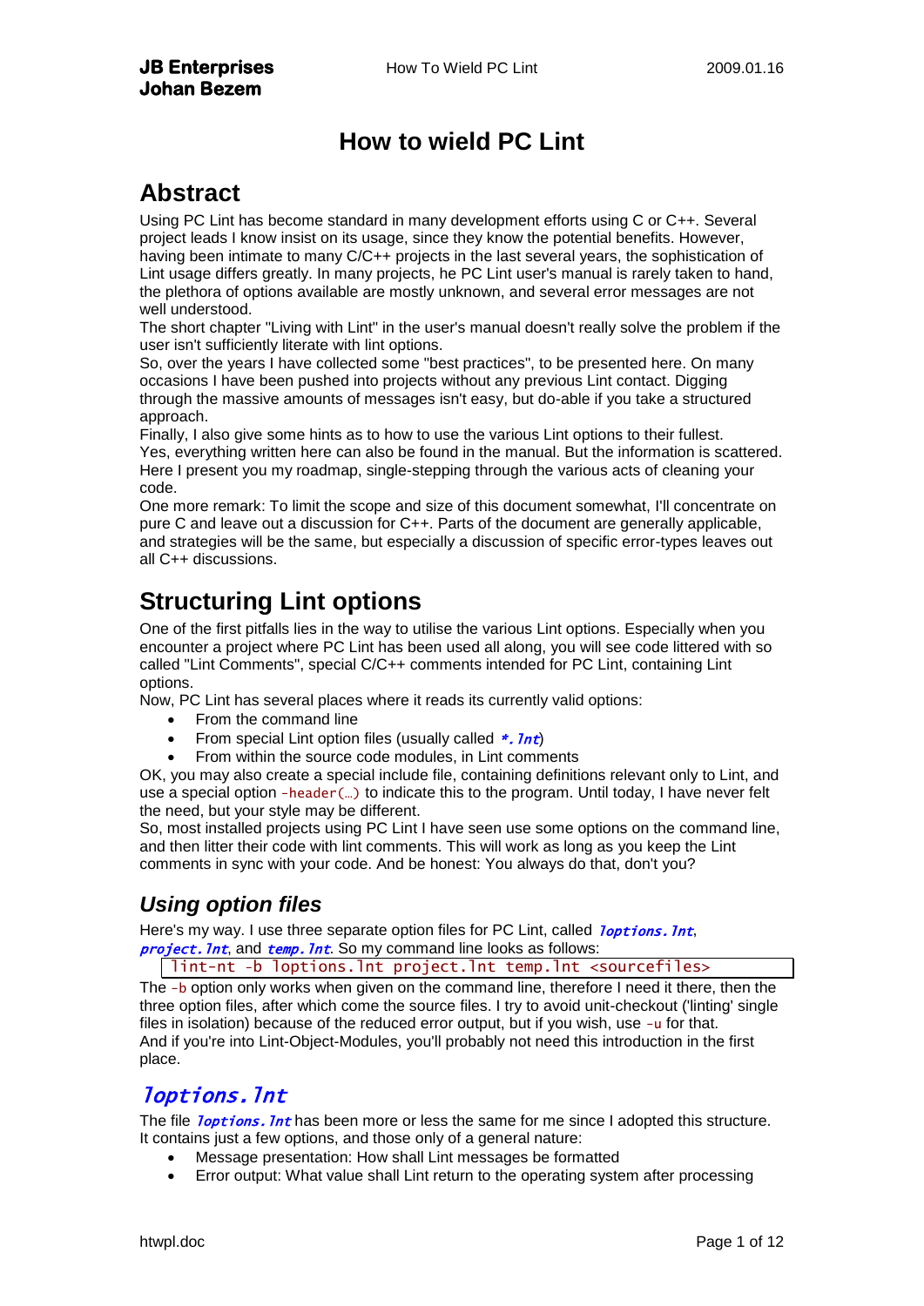# How to wield PC Lint

## Abstract

Using PC Lint has become standard in many development efforts using C or C++. Several project leads I know insist on its usage, since they know the potential benefits. However, having been intimate to many C/C++ projects in the last several years, the sophistication of Lint usage differs greatly. In many projects, he PC Lint user's manual is rarely taken to hand, the plethora of options available are mostly unknown, and several error messages are not well understood.
The short chapter "Living with Lint" in the user's manual doesn't really solve the problem if the user isn't sufficiently literate with lint options.
So, over the years I have collected some "best practices", to be presented here. On many occasions I have been pushed into projects without any previous Lint contact. Digging through the massive amounts of messages isn't easy, but do-able if you take a structured approach.
Finally, I also give some hints as to how to use the various Lint options to their fullest.
Yes, everything written here can also be found in the manual. But the information is scattered. Here I present you my roadmap, single-stepping through the various acts of cleaning your code.
One more remark: To limit the scope and size of this document somewhat, I'll concentrate on pure C and leave out a discussion for C++. Parts of the document are generally applicable, and strategies will be the same, but especially a discussion of specific error-types leaves out all C++ discussions.

## Structuring Lint options

One of the first pitfalls lies in the way to utilise the various Lint options. Especially when you encounter a project where PC Lint has been used all along, you will see code littered with so called "Lint Comments", special C/C++ comments intended for PC Lint, containing Lint options.
Now, PC Lint has several places where it reads its currently valid options:

- From the command line
- From special Lint option files (usually called *`*.lnt`*)
- From within the source code modules, in Lint comments

OK, you may also create a special include file, containing definitions relevant only to Lint, and use a special option `-header(…)` to indicate this to the program. Until today, I have never felt the need, but your style may be different.
So, most installed projects using PC Lint I have seen use some options on the command line, and then litter their code with lint comments. This will work as long as you keep the Lint comments in sync with your code. And be honest: You always do that, don't you?

### *Using option files*

Here's my way. I use three separate option files for PC Lint, called *`loptions.lnt`*, *`project.lnt`*, and *`temp.lnt`*. So my command line looks as follows:

```
lint-nt -b loptions.lnt project.lnt temp.lnt <sourcefiles>
```

The `-b` option only works when given on the command line, therefore I need it there, then the three option files, after which come the source files. I try to avoid unit-checkout ('linting' single files in isolation) because of the reduced error output, but if you wish, use `-u` for that.
And if you're into Lint-Object-Modules, you'll probably not need this introduction in the first place.

### *`loptions.lnt`*

The file *`loptions.lnt`* has been more or less the same for me since I adopted this structure. It contains just a few options, and those only of a general nature:

- Message presentation: How shall Lint messages be formatted
- Error output: What value shall Lint return to the operating system after processing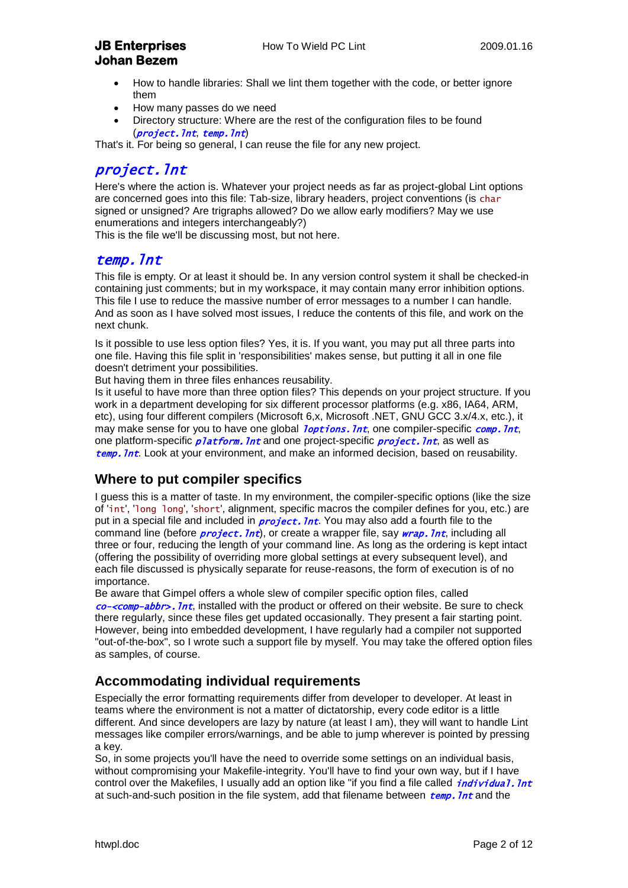- How to handle libraries: Shall we lint them together with the code, or better ignore them
- How many passes do we need
- Directory structure: Where are the rest of the configuration files to be found (*project.lnt*, *temp.lnt*)

That's it. For being so general, I can reuse the file for any new project.

## *project.lnt*

Here's where the action is. Whatever your project needs as far as project-global Lint options are concerned goes into this file: Tab-size, library headers, project conventions (is `char` signed or unsigned? Are trigraphs allowed? Do we allow early modifiers? May we use enumerations and integers interchangeably?)
This is the file we'll be discussing most, but not here.

## *temp.lnt*

This file is empty. Or at least it should be. In any version control system it shall be checked-in containing just comments; but in my workspace, it may contain many error inhibition options. This file I use to reduce the massive number of error messages to a number I can handle. And as soon as I have solved most issues, I reduce the contents of this file, and work on the next chunk.

Is it possible to use less option files? Yes, it is. If you want, you may put all three parts into one file. Having this file split in 'responsibilities' makes sense, but putting it all in one file doesn't detriment your possibilities.
But having them in three files enhances reusability.
Is it useful to have more than three option files? This depends on your project structure. If you work in a department developing for six different processor platforms (e.g. x86, IA64, ARM, etc), using four different compilers (Microsoft 6,x, Microsoft .NET, GNU GCC 3.x/4.x, etc.), it may make sense for you to have one global ***loptions.lnt***, one compiler-specific ***comp.lnt***, one platform-specific ***platform.lnt*** and one project-specific ***project.lnt***, as well as ***temp.lnt***. Look at your environment, and make an informed decision, based on reusability.

### Where to put compiler specifics

I guess this is a matter of taste. In my environment, the compiler-specific options (like the size of '`int`', '`long long`', '`short`', alignment, specific macros the compiler defines for you, etc.) are put in a special file and included in ***project.lnt***. You may also add a fourth file to the command line (before ***project.lnt***), or create a wrapper file, say ***wrap.lnt***, including all three or four, reducing the length of your command line. As long as the ordering is kept intact (offering the possibility of overriding more global settings at every subsequent level), and each file discussed is physically separate for reuse-reasons, the form of execution is of no importance.
Be aware that Gimpel offers a whole slew of compiler specific option files, called ***co-<comp-abbr>.lnt***, installed with the product or offered on their website. Be sure to check there regularly, since these files get updated occasionally. They present a fair starting point. However, being into embedded development, I have regularly had a compiler not supported "out-of-the-box", so I wrote such a support file by myself. You may take the offered option files as samples, of course.

### Accommodating individual requirements

Especially the error formatting requirements differ from developer to developer. At least in teams where the environment is not a matter of dictatorship, every code editor is a little different. And since developers are lazy by nature (at least I am), they will want to handle Lint messages like compiler errors/warnings, and be able to jump wherever is pointed by pressing a key.
So, in some projects you'll have the need to override some settings on an individual basis, without compromising your Makefile-integrity. You'll have to find your own way, but if I have control over the Makefiles, I usually add an option like "if you find a file called ***individual.lnt*** at such-and-such position in the file system, add that filename between ***temp.lnt*** and the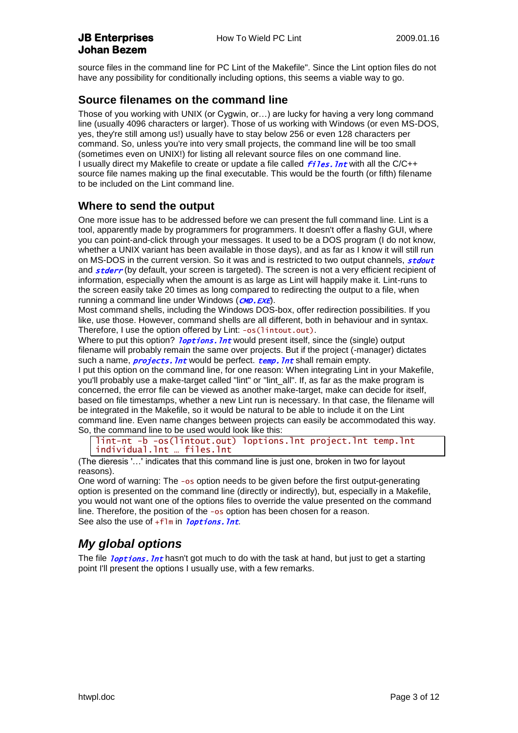source files in the command line for PC Lint of the Makefile". Since the Lint option files do not have any possibility for conditionally including options, this seems a viable way to go.

## Source filenames on the command line

Those of you working with UNIX (or Cygwin, or…) are lucky for having a very long command line (usually 4096 characters or larger). Those of us working with Windows (or even MS-DOS, yes, they're still among us!) usually have to stay below 256 or even 128 characters per command. So, unless you're into very small projects, the command line will be too small (sometimes even on UNIX!) for listing all relevant source files on one command line.
I usually direct my Makefile to create or update a file called *files.lnt* with all the C/C++ source file names making up the final executable. This would be the fourth (or fifth) filename to be included on the Lint command line.

## Where to send the output

One more issue has to be addressed before we can present the full command line. Lint is a tool, apparently made by programmers for programmers. It doesn't offer a flashy GUI, where you can point-and-click through your messages. It used to be a DOS program (I do not know, whether a UNIX variant has been available in those days), and as far as I know it will still run on MS-DOS in the current version. So it was and is restricted to two output channels, *stdout* and *stderr* (by default, your screen is targeted). The screen is not a very efficient recipient of information, especially when the amount is as large as Lint will happily make it. Lint-runs to the screen easily take 20 times as long compared to redirecting the output to a file, when running a command line under Windows (*CMD.EXE*).
Most command shells, including the Windows DOS-box, offer redirection possibilities. If you like, use those. However, command shells are all different, both in behaviour and in syntax. Therefore, I use the option offered by Lint: `-os(lintout.out)`.
Where to put this option? *loptions.lnt* would present itself, since the (single) output filename will probably remain the same over projects. But if the project (-manager) dictates such a name, *projects.lnt* would be perfect. *temp.lnt* shall remain empty.
I put this option on the command line, for one reason: When integrating Lint in your Makefile, you'll probably use a make-target called "lint" or "lint_all". If, as far as the make program is concerned, the error file can be viewed as another make-target, make can decide for itself, based on file timestamps, whether a new Lint run is necessary. In that case, the filename will be integrated in the Makefile, so it would be natural to be able to include it on the Lint command line. Even name changes between projects can easily be accommodated this way.
So, the command line to be used would look like this:

```
lint-nt -b -os(lintout.out) loptions.lnt project.lnt temp.lnt
individual.lnt … files.lnt
```

(The dieresis '…' indicates that this command line is just one, broken in two for layout reasons).
One word of warning: The `-os` option needs to be given before the first output-generating option is presented on the command line (directly or indirectly), but, especially in a Makefile, you would not want one of the options files to override the value presented on the command line. Therefore, the position of the `-os` option has been chosen for a reason.
See also the use of `+flm` in *loptions.lnt*.

## *My global options*

The file *loptions.lnt* hasn't got much to do with the task at hand, but just to get a starting point I'll present the options I usually use, with a few remarks.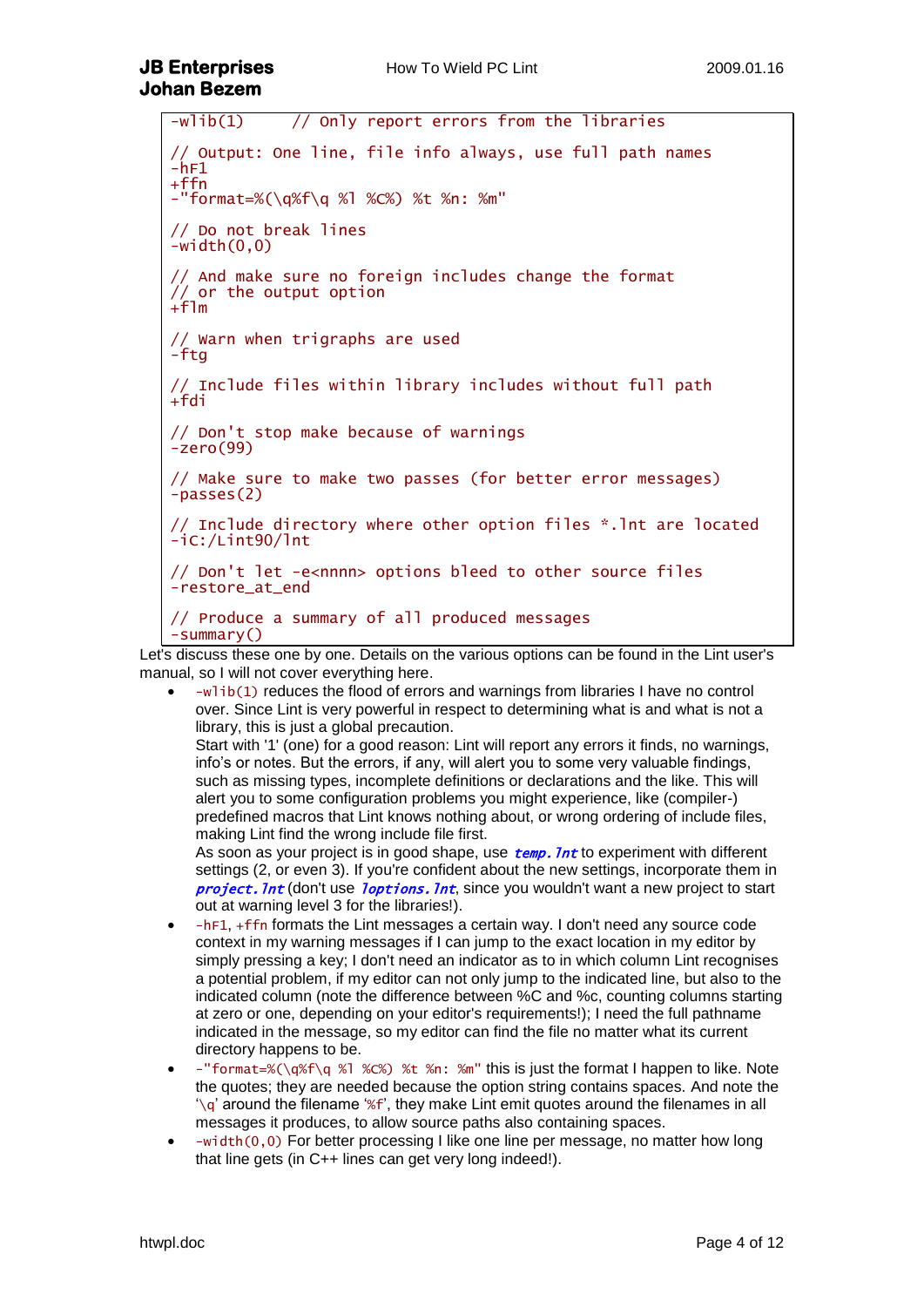```
-wlib(1)     // Only report errors from the libraries

// Output: One line, file info always, use full path names
-hF1
+ffn
-"format=%(\q%f\q %l %C%) %t %n: %m"

// Do not break lines
-width(0,0)

// And make sure no foreign includes change the format
// or the output option
+flm

// Warn when trigraphs are used
-ftg

// Include files within library includes without full path
+fdi

// Don't stop make because of warnings
-zero(99)

// Make sure to make two passes (for better error messages)
-passes(2)

// Include directory where other option files *.lnt are located
-iC:/Lint90/lnt

// Don't let -e<nnnn> options bleed to other source files
-restore_at_end

// Produce a summary of all produced messages
-summary()
```

Let's discuss these one by one. Details on the various options can be found in the Lint user's manual, so I will not cover everything here.

- `-wlib(1)` reduces the flood of errors and warnings from libraries I have no control over. Since Lint is very powerful in respect to determining what is and what is not a library, this is just a global precaution.
  Start with '1' (one) for a good reason: Lint will report any errors it finds, no warnings, info's or notes. But the errors, if any, will alert you to some very valuable findings, such as missing types, incomplete definitions or declarations and the like. This will alert you to some configuration problems you might experience, like (compiler-) predefined macros that Lint knows nothing about, or wrong ordering of include files, making Lint find the wrong include file first.
  As soon as your project is in good shape, use ***temp.lnt*** to experiment with different settings (2, or even 3). If you're confident about the new settings, incorporate them in ***project.lnt*** (don't use ***loptions.lnt***, since you wouldn't want a new project to start out at warning level 3 for the libraries!).
- `-hF1`, `+ffn` formats the Lint messages a certain way. I don't need any source code context in my warning messages if I can jump to the exact location in my editor by simply pressing a key; I don't need an indicator as to in which column Lint recognises a potential problem, if my editor can not only jump to the indicated line, but also to the indicated column (note the difference between %C and %c, counting columns starting at zero or one, depending on your editor's requirements!); I need the full pathname indicated in the message, so my editor can find the file no matter what its current directory happens to be.
- `-"format=%(\q%f\q %l %C%) %t %n: %m"` this is just the format I happen to like. Note the quotes; they are needed because the option string contains spaces. And note the '`\q`' around the filename '`%f`', they make Lint emit quotes around the filenames in all messages it produces, to allow source paths also containing spaces.
- `-width(0,0)` For better processing I like one line per message, no matter how long that line gets (in C++ lines can get very long indeed!).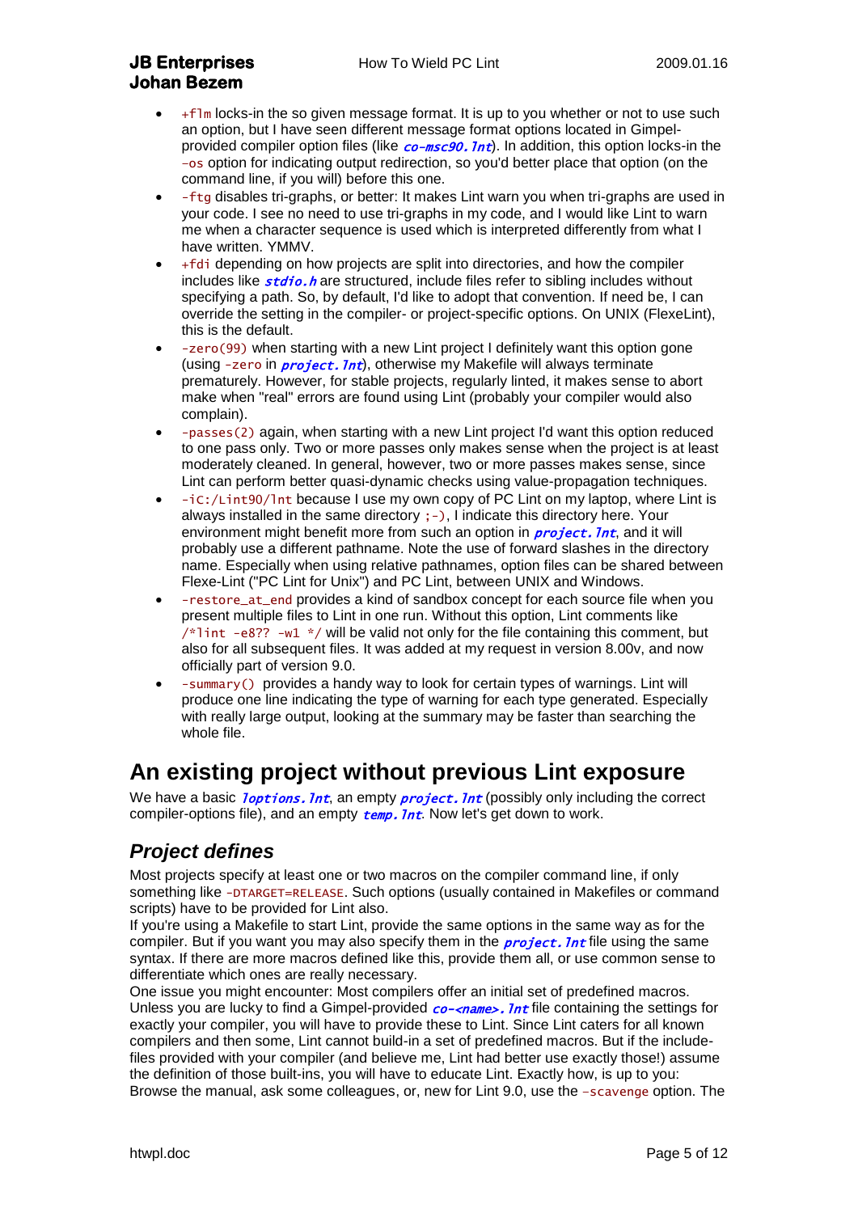- `+flm` locks-in the so given message format. It is up to you whether or not to use such an option, but I have seen different message format options located in Gimpel-provided compiler option files (like *co-msc90.lnt*). In addition, this option locks-in the `-os` option for indicating output redirection, so you'd better place that option (on the command line, if you will) before this one.
- `-ftg` disables tri-graphs, or better: It makes Lint warn you when tri-graphs are used in your code. I see no need to use tri-graphs in my code, and I would like Lint to warn me when a character sequence is used which is interpreted differently from what I have written. YMMV.
- `+fdi` depending on how projects are split into directories, and how the compiler includes like *stdio.h* are structured, include files refer to sibling includes without specifying a path. So, by default, I'd like to adopt that convention. If need be, I can override the setting in the compiler- or project-specific options. On UNIX (FlexeLint), this is the default.
- `-zero(99)` when starting with a new Lint project I definitely want this option gone (using `-zero` in *project.lnt*), otherwise my Makefile will always terminate prematurely. However, for stable projects, regularly linted, it makes sense to abort make when "real" errors are found using Lint (probably your compiler would also complain).
- `-passes(2)` again, when starting with a new Lint project I'd want this option reduced to one pass only. Two or more passes only makes sense when the project is at least moderately cleaned. In general, however, two or more passes makes sense, since Lint can perform better quasi-dynamic checks using value-propagation techniques.
- `-iC:/Lint90/lnt` because I use my own copy of PC Lint on my laptop, where Lint is always installed in the same directory `;-)`, I indicate this directory here. Your environment might benefit more from such an option in *project.lnt*, and it will probably use a different pathname. Note the use of forward slashes in the directory name. Especially when using relative pathnames, option files can be shared between Flexe-Lint ("PC Lint for Unix") and PC Lint, between UNIX and Windows.
- `-restore_at_end` provides a kind of sandbox concept for each source file when you present multiple files to Lint in one run. Without this option, Lint comments like `/*lint -e8?? -w1 */` will be valid not only for the file containing this comment, but also for all subsequent files. It was added at my request in version 8.00v, and now officially part of version 9.0.
- `-summary()` provides a handy way to look for certain types of warnings. Lint will produce one line indicating the type of warning for each type generated. Especially with really large output, looking at the summary may be faster than searching the whole file.

# An existing project without previous Lint exposure

We have a basic *loptions.lnt*, an empty *project.lnt* (possibly only including the correct compiler-options file), and an empty *temp.lnt*. Now let's get down to work.

## *Project defines*

Most projects specify at least one or two macros on the compiler command line, if only something like `-DTARGET=RELEASE`. Such options (usually contained in Makefiles or command scripts) have to be provided for Lint also.
If you're using a Makefile to start Lint, provide the same options in the same way as for the compiler. But if you want you may also specify them in the *project.lnt* file using the same syntax. If there are more macros defined like this, provide them all, or use common sense to differentiate which ones are really necessary.
One issue you might encounter: Most compilers offer an initial set of predefined macros. Unless you are lucky to find a Gimpel-provided *co-<name>.lnt* file containing the settings for exactly your compiler, you will have to provide these to Lint. Since Lint caters for all known compilers and then some, Lint cannot build-in a set of predefined macros. But if the include-files provided with your compiler (and believe me, Lint had better use exactly those!) assume the definition of those built-ins, you will have to educate Lint. Exactly how, is up to you: Browse the manual, ask some colleagues, or, new for Lint 9.0, use the `-scavenge` option. The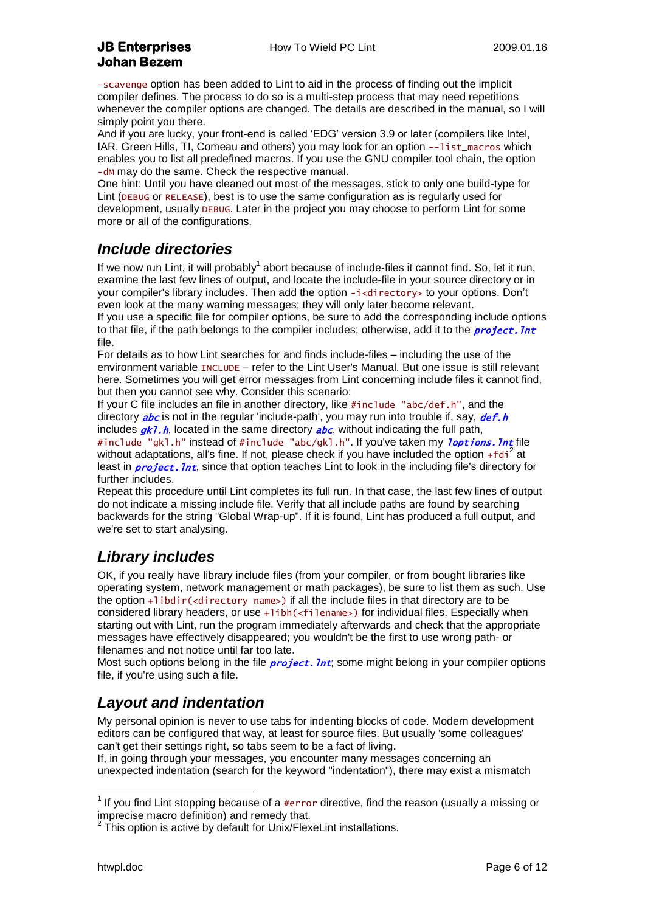-scavenge option has been added to Lint to aid in the process of finding out the implicit compiler defines. The process to do so is a multi-step process that may need repetitions whenever the compiler options are changed. The details are described in the manual, so I will simply point you there.
And if you are lucky, your front-end is called 'EDG' version 3.9 or later (compilers like Intel, IAR, Green Hills, TI, Comeau and others) you may look for an option --list_macros which enables you to list all predefined macros. If you use the GNU compiler tool chain, the option -dM may do the same. Check the respective manual.
One hint: Until you have cleaned out most of the messages, stick to only one build-type for Lint (DEBUG or RELEASE), best is to use the same configuration as is regularly used for development, usually DEBUG. Later in the project you may choose to perform Lint for some more or all of the configurations.

## Include directories

If we now run Lint, it will probably[1] abort because of include-files it cannot find. So, let it run, examine the last few lines of output, and locate the include-file in your source directory or in your compiler's library includes. Then add the option -i<directory> to your options. Don't even look at the many warning messages; they will only later become relevant.
If you use a specific file for compiler options, be sure to add the corresponding include options to that file, if the path belongs to the compiler includes; otherwise, add it to the ***project.lnt*** file.
For details as to how Lint searches for and finds include-files – including the use of the environment variable INCLUDE – refer to the Lint User's Manual. But one issue is still relevant here. Sometimes you will get error messages from Lint concerning include files it cannot find, but then you cannot see why. Consider this scenario:
If your C file includes an file in another directory, like #include "abc/def.h", and the directory ***abc*** is not in the regular 'include-path', you may run into trouble if, say, ***def.h*** includes ***gkl.h***, located in the same directory ***abc***, without indicating the full path, #include "gkl.h" instead of #include "abc/gkl.h". If you've taken my ***loptions.lnt*** file without adaptations, all's fine. If not, please check if you have included the option +fdi[2] at least in ***project.lnt***, since that option teaches Lint to look in the including file's directory for further includes.
Repeat this procedure until Lint completes its full run. In that case, the last few lines of output do not indicate a missing include file. Verify that all include paths are found by searching backwards for the string "Global Wrap-up". If it is found, Lint has produced a full output, and we're set to start analysing.

## Library includes

OK, if you really have library include files (from your compiler, or from bought libraries like operating system, network management or math packages), be sure to list them as such. Use the option +libdir(<directory name>) if all the include files in that directory are to be considered library headers, or use +libh(<filename>) for individual files. Especially when starting out with Lint, run the program immediately afterwards and check that the appropriate messages have effectively disappeared; you wouldn't be the first to use wrong path- or filenames and not notice until far too late.
Most such options belong in the file ***project.lnt***; some might belong in your compiler options file, if you're using such a file.

## Layout and indentation

My personal opinion is never to use tabs for indenting blocks of code. Modern development editors can be configured that way, at least for source files. But usually 'some colleagues' can't get their settings right, so tabs seem to be a fact of living.
If, in going through your messages, you encounter many messages concerning an unexpected indentation (search for the keyword "indentation"), there may exist a mismatch

---

[1] If you find Lint stopping because of a #error directive, find the reason (usually a missing or imprecise macro definition) and remedy that.

[2] This option is active by default for Unix/FlexeLint installations.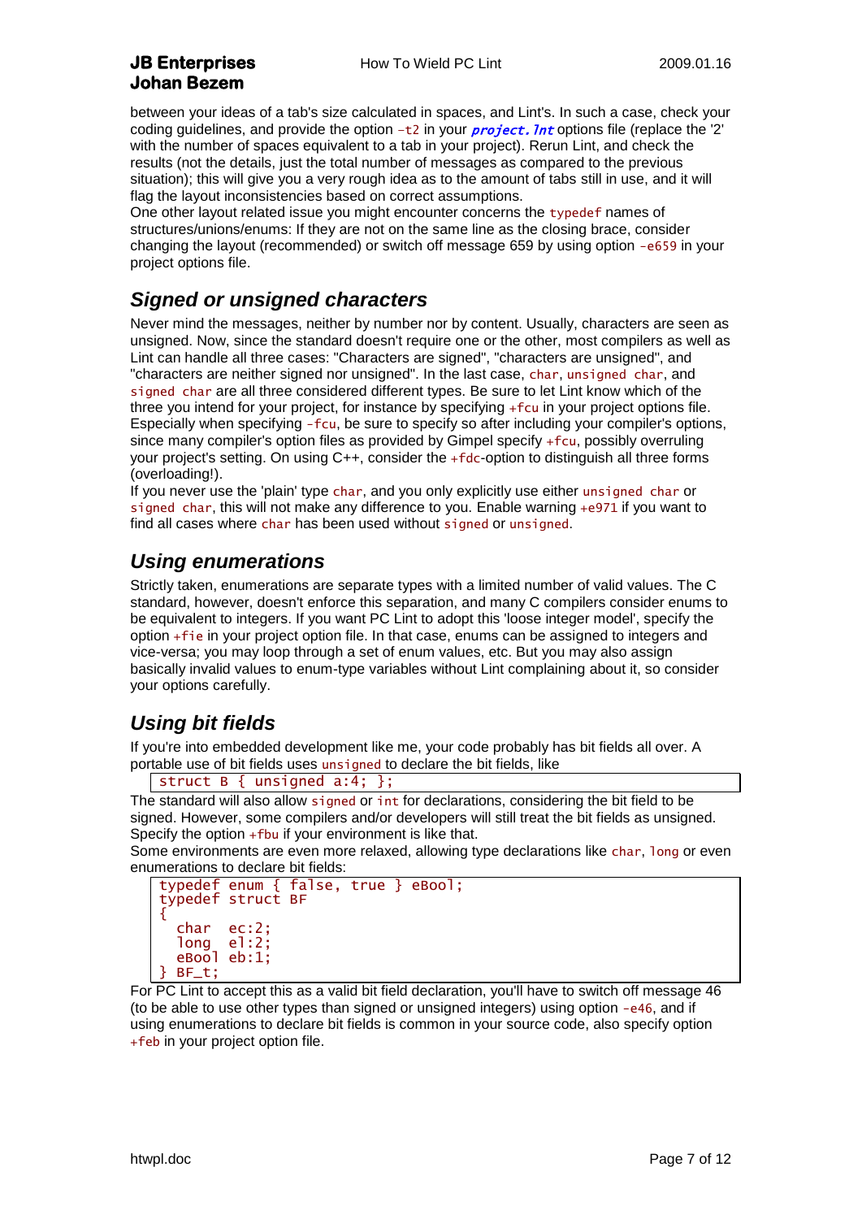between your ideas of a tab's size calculated in spaces, and Lint's. In such a case, check your coding guidelines, and provide the option `-t2` in your ***project.lnt*** options file (replace the '2' with the number of spaces equivalent to a tab in your project). Rerun Lint, and check the results (not the details, just the total number of messages as compared to the previous situation); this will give you a very rough idea as to the amount of tabs still in use, and it will flag the layout inconsistencies based on correct assumptions.
One other layout related issue you might encounter concerns the `typedef` names of structures/unions/enums: If they are not on the same line as the closing brace, consider changing the layout (recommended) or switch off message 659 by using option `-e659` in your project options file.

## Signed or unsigned characters

Never mind the messages, neither by number nor by content. Usually, characters are seen as unsigned. Now, since the standard doesn't require one or the other, most compilers as well as Lint can handle all three cases: "Characters are signed", "characters are unsigned", and "characters are neither signed nor unsigned". In the last case, `char`, `unsigned char`, and `signed char` are all three considered different types. Be sure to let Lint know which of the three you intend for your project, for instance by specifying `+fcu` in your project options file. Especially when specifying `-fcu`, be sure to specify so after including your compiler's options, since many compiler's option files as provided by Gimpel specify `+fcu`, possibly overruling your project's setting. On using C++, consider the `+fdc`-option to distinguish all three forms (overloading!).
If you never use the 'plain' type `char`, and you only explicitly use either `unsigned char` or `signed char`, this will not make any difference to you. Enable warning `+e971` if you want to find all cases where `char` has been used without `signed` or `unsigned`.

## Using enumerations

Strictly taken, enumerations are separate types with a limited number of valid values. The C standard, however, doesn't enforce this separation, and many C compilers consider enums to be equivalent to integers. If you want PC Lint to adopt this 'loose integer model', specify the option `+fie` in your project option file. In that case, enums can be assigned to integers and vice-versa; you may loop through a set of enum values, etc. But you may also assign basically invalid values to enum-type variables without Lint complaining about it, so consider your options carefully.

## Using bit fields

If you're into embedded development like me, your code probably has bit fields all over. A portable use of bit fields uses `unsigned` to declare the bit fields, like

```
struct B { unsigned a:4; };
```

The standard will also allow `signed` or `int` for declarations, considering the bit field to be signed. However, some compilers and/or developers will still treat the bit fields as unsigned. Specify the option `+fbu` if your environment is like that.
Some environments are even more relaxed, allowing type declarations like `char`, `long` or even enumerations to declare bit fields:

```
typedef enum { false, true } eBool;
typedef struct BF
{
  char  ec:2;
  long  el:2;
  eBool eb:1;
} BF_t;
```

For PC Lint to accept this as a valid bit field declaration, you'll have to switch off message 46 (to be able to use other types than signed or unsigned integers) using option `-e46`, and if using enumerations to declare bit fields is common in your source code, also specify option `+feb` in your project option file.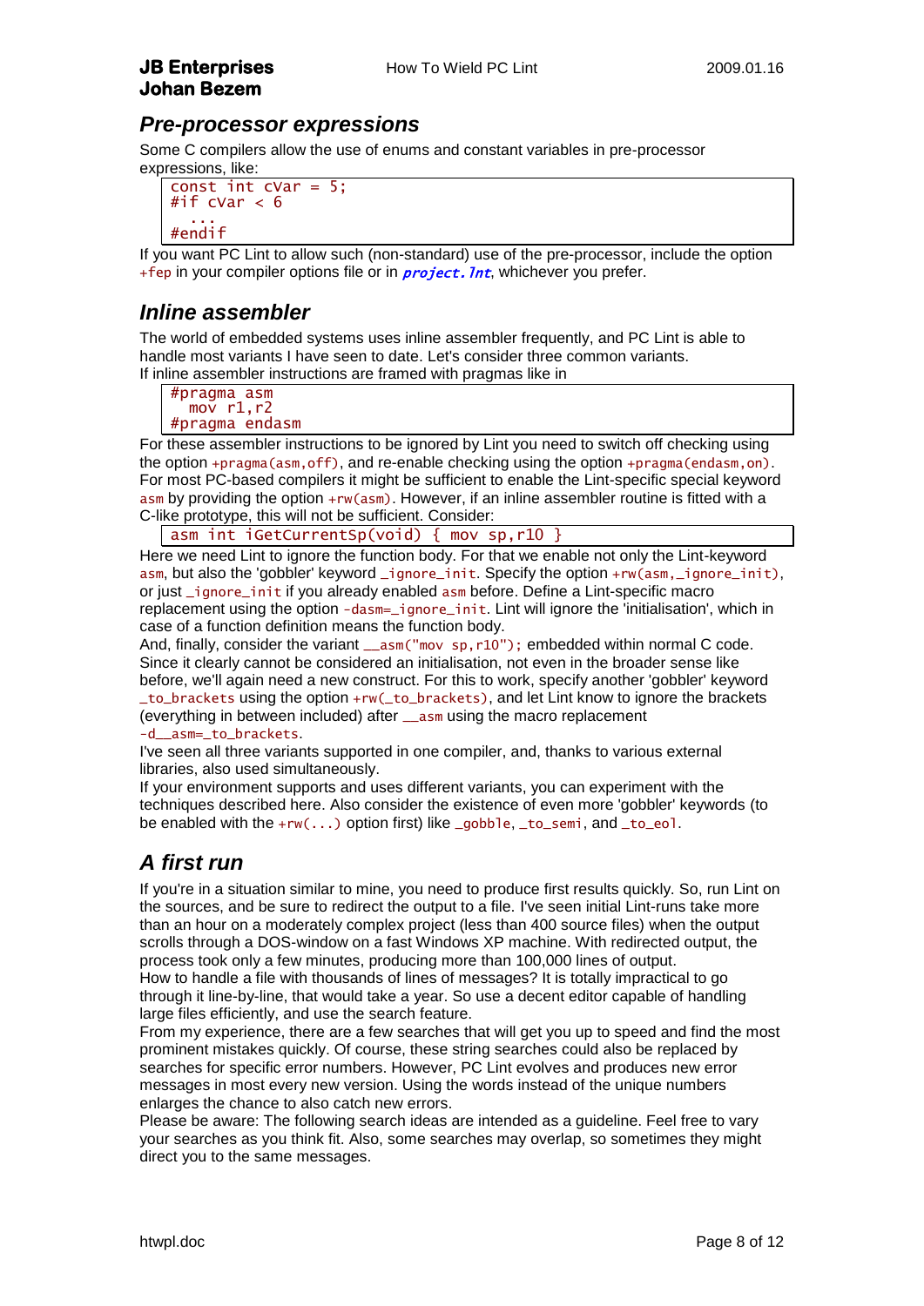## Pre-processor expressions

Some C compilers allow the use of enums and constant variables in pre-processor expressions, like:

```
const int cVar = 5;
#if cVar < 6
   ...
#endif
```

If you want PC Lint to allow such (non-standard) use of the pre-processor, include the option `+fep` in your compiler options file or in ***project.lnt***, whichever you prefer.

## Inline assembler

The world of embedded systems uses inline assembler frequently, and PC Lint is able to handle most variants I have seen to date. Let's consider three common variants.
If inline assembler instructions are framed with pragmas like in

```
#pragma asm
  mov r1,r2
#pragma endasm
```

For these assembler instructions to be ignored by Lint you need to switch off checking using the option `+pragma(asm,off)`, and re-enable checking using the option `+pragma(endasm,on)`.
For most PC-based compilers it might be sufficient to enable the Lint-specific special keyword `asm` by providing the option `+rw(asm)`. However, if an inline assembler routine is fitted with a C-like prototype, this will not be sufficient. Consider:

```
asm int iGetCurrentSp(void) { mov sp,r10 }
```

Here we need Lint to ignore the function body. For that we enable not only the Lint-keyword `asm`, but also the 'gobbler' keyword `_ignore_init`. Specify the option `+rw(asm,_ignore_init)`, or just `_ignore_init` if you already enabled `asm` before. Define a Lint-specific macro replacement using the option `-dasm=_ignore_init`. Lint will ignore the 'initialisation', which in case of a function definition means the function body.
And, finally, consider the variant `__asm("mov sp,r10");` embedded within normal C code. Since it clearly cannot be considered an initialisation, not even in the broader sense like before, we'll again need a new construct. For this to work, specify another 'gobbler' keyword `_to_brackets` using the option `+rw(_to_brackets)`, and let Lint know to ignore the brackets (everything in between included) after `__asm` using the macro replacement `-d__asm=_to_brackets`.
I've seen all three variants supported in one compiler, and, thanks to various external libraries, also used simultaneously.
If your environment supports and uses different variants, you can experiment with the techniques described here. Also consider the existence of even more 'gobbler' keywords (to be enabled with the `+rw(...)` option first) like `_gobble`, `_to_semi`, and `_to_eol`.

## A first run

If you're in a situation similar to mine, you need to produce first results quickly. So, run Lint on the sources, and be sure to redirect the output to a file. I've seen initial Lint-runs take more than an hour on a moderately complex project (less than 400 source files) when the output scrolls through a DOS-window on a fast Windows XP machine. With redirected output, the process took only a few minutes, producing more than 100,000 lines of output.
How to handle a file with thousands of lines of messages? It is totally impractical to go through it line-by-line, that would take a year. So use a decent editor capable of handling large files efficiently, and use the search feature.
From my experience, there are a few searches that will get you up to speed and find the most prominent mistakes quickly. Of course, these string searches could also be replaced by searches for specific error numbers. However, PC Lint evolves and produces new error messages in most every new version. Using the words instead of the unique numbers enlarges the chance to also catch new errors.
Please be aware: The following search ideas are intended as a guideline. Feel free to vary your searches as you think fit. Also, some searches may overlap, so sometimes they might direct you to the same messages.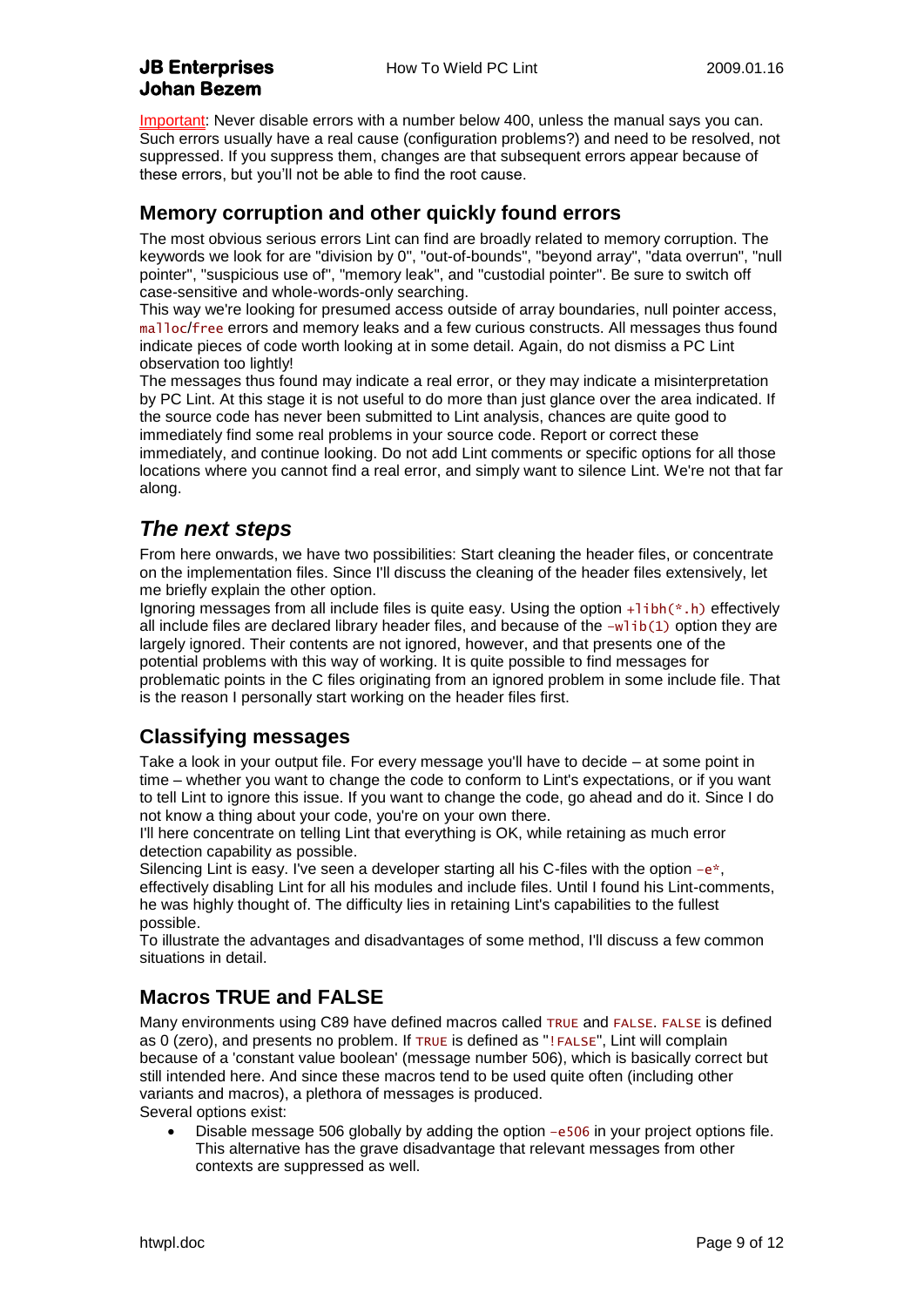Important: Never disable errors with a number below 400, unless the manual says you can. Such errors usually have a real cause (configuration problems?) and need to be resolved, not suppressed. If you suppress them, changes are that subsequent errors appear because of these errors, but you'll not be able to find the root cause.

## Memory corruption and other quickly found errors

The most obvious serious errors Lint can find are broadly related to memory corruption. The keywords we look for are "division by 0", "out-of-bounds", "beyond array", "data overrun", "null pointer", "suspicious use of", "memory leak", and "custodial pointer". Be sure to switch off case-sensitive and whole-words-only searching.
This way we're looking for presumed access outside of array boundaries, null pointer access, `malloc`/`free` errors and memory leaks and a few curious constructs. All messages thus found indicate pieces of code worth looking at in some detail. Again, do not dismiss a PC Lint observation too lightly!
The messages thus found may indicate a real error, or they may indicate a misinterpretation by PC Lint. At this stage it is not useful to do more than just glance over the area indicated. If the source code has never been submitted to Lint analysis, chances are quite good to immediately find some real problems in your source code. Report or correct these immediately, and continue looking. Do not add Lint comments or specific options for all those locations where you cannot find a real error, and simply want to silence Lint. We're not that far along.

# *The next steps*

From here onwards, we have two possibilities: Start cleaning the header files, or concentrate on the implementation files. Since I'll discuss the cleaning of the header files extensively, let me briefly explain the other option.
Ignoring messages from all include files is quite easy. Using the option `+libh(*.h)` effectively all include files are declared library header files, and because of the `-wlib(1)` option they are largely ignored. Their contents are not ignored, however, and that presents one of the potential problems with this way of working. It is quite possible to find messages for problematic points in the C files originating from an ignored problem in some include file. That is the reason I personally start working on the header files first.

## Classifying messages

Take a look in your output file. For every message you'll have to decide – at some point in time – whether you want to change the code to conform to Lint's expectations, or if you want to tell Lint to ignore this issue. If you want to change the code, go ahead and do it. Since I do not know a thing about your code, you're on your own there.
I'll here concentrate on telling Lint that everything is OK, while retaining as much error detection capability as possible.
Silencing Lint is easy. I've seen a developer starting all his C-files with the option `-e*`, effectively disabling Lint for all his modules and include files. Until I found his Lint-comments, he was highly thought of. The difficulty lies in retaining Lint's capabilities to the fullest possible.
To illustrate the advantages and disadvantages of some method, I'll discuss a few common situations in detail.

## Macros TRUE and FALSE

Many environments using C89 have defined macros called `TRUE` and `FALSE`. `FALSE` is defined as 0 (zero), and presents no problem. If `TRUE` is defined as "`!FALSE`", Lint will complain because of a 'constant value boolean' (message number 506), which is basically correct but still intended here. And since these macros tend to be used quite often (including other variants and macros), a plethora of messages is produced.
Several options exist:

- Disable message 506 globally by adding the option `-e506` in your project options file. This alternative has the grave disadvantage that relevant messages from other contexts are suppressed as well.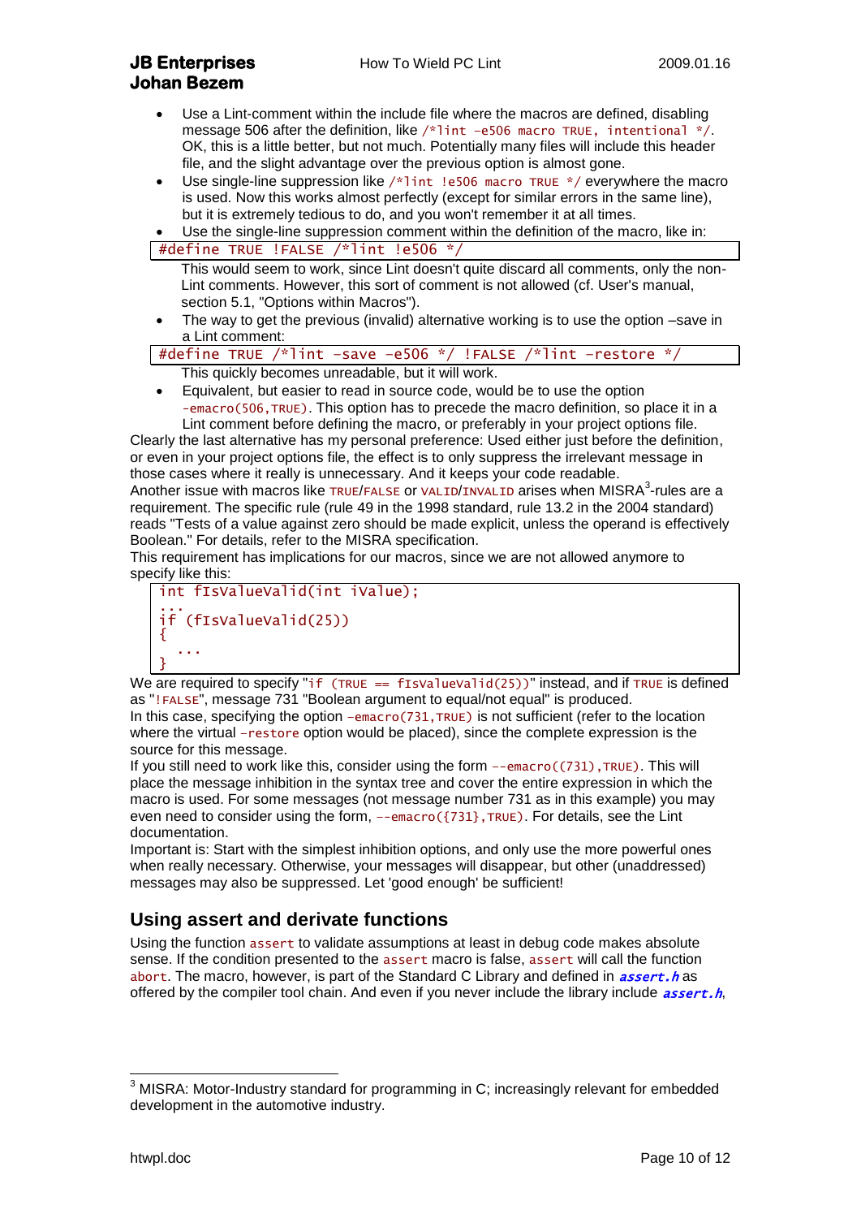- Use a Lint-comment within the include file where the macros are defined, disabling message 506 after the definition, like `/*lint –e506 macro TRUE, intentional */`. OK, this is a little better, but not much. Potentially many files will include this header file, and the slight advantage over the previous option is almost gone.
- Use single-line suppression like `/*lint !e506 macro TRUE */` everywhere the macro is used. Now this works almost perfectly (except for similar errors in the same line), but it is extremely tedious to do, and you won't remember it at all times.
- Use the single-line suppression comment within the definition of the macro, like in:

```
#define TRUE !FALSE /*lint !e506 */
```

  This would seem to work, since Lint doesn't quite discard all comments, only the non-Lint comments. However, this sort of comment is not allowed (cf. User's manual, section 5.1, "Options within Macros").
- The way to get the previous (invalid) alternative working is to use the option –save in a Lint comment:

```
#define TRUE /*lint –save –e506 */ !FALSE /*lint –restore */
```

  This quickly becomes unreadable, but it will work.
- Equivalent, but easier to read in source code, would be to use the option `-emacro(506,TRUE)`. This option has to precede the macro definition, so place it in a Lint comment before defining the macro, or preferably in your project options file.

Clearly the last alternative has my personal preference: Used either just before the definition, or even in your project options file, the effect is to only suppress the irrelevant message in those cases where it really is unnecessary. And it keeps your code readable.

Another issue with macros like `TRUE`/`FALSE` or `VALID`/`INVALID` arises when MISRA[3]-rules are a requirement. The specific rule (rule 49 in the 1998 standard, rule 13.2 in the 2004 standard) reads "Tests of a value against zero should be made explicit, unless the operand is effectively Boolean." For details, refer to the MISRA specification.

This requirement has implications for our macros, since we are not allowed anymore to specify like this:

```
int fIsValueValid(int iValue);
...
if (fIsValueValid(25))
{
  ...
}
```

We are required to specify "`if (TRUE == fIsValueValid(25))`" instead, and if `TRUE` is defined as "`!FALSE`", message 731 "Boolean argument to equal/not equal" is produced.

In this case, specifying the option `-emacro(731,TRUE)` is not sufficient (refer to the location where the virtual `-restore` option would be placed), since the complete expression is the source for this message.

If you still need to work like this, consider using the form `--emacro((731),TRUE)`. This will place the message inhibition in the syntax tree and cover the entire expression in which the macro is used. For some messages (not message number 731 as in this example) you may even need to consider using the form, `--emacro({731},TRUE)`. For details, see the Lint documentation.

Important is: Start with the simplest inhibition options, and only use the more powerful ones when really necessary. Otherwise, your messages will disappear, but other (unaddressed) messages may also be suppressed. Let 'good enough' be sufficient!

## Using assert and derivate functions

Using the function `assert` to validate assumptions at least in debug code makes absolute sense. If the condition presented to the `assert` macro is false, `assert` will call the function `abort`. The macro, however, is part of the Standard C Library and defined in ***assert.h*** as offered by the compiler tool chain. And even if you never include the library include ***assert.h***,

---

[3] MISRA: Motor-Industry standard for programming in C; increasingly relevant for embedded development in the automotive industry.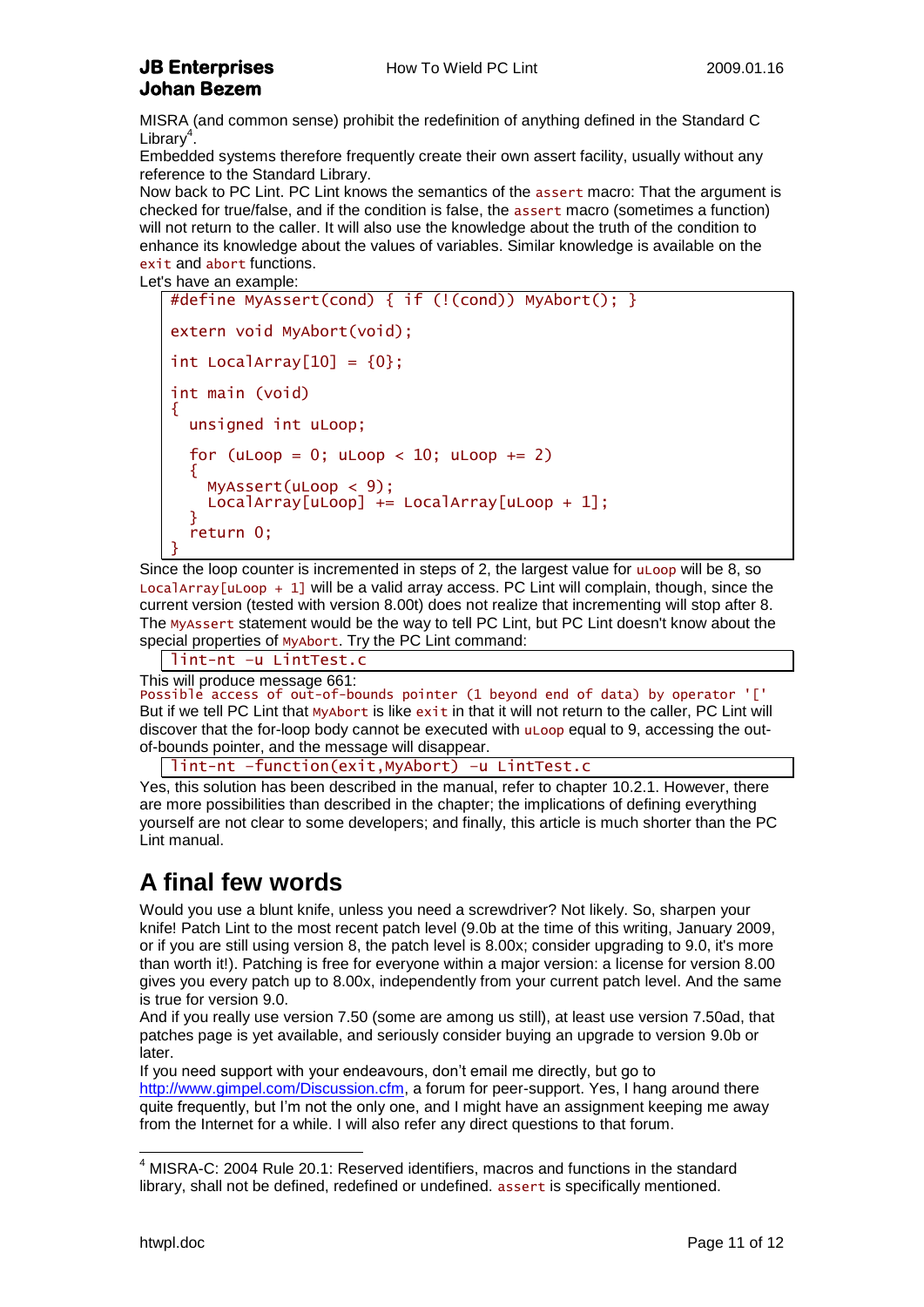MISRA (and common sense) prohibit the redefinition of anything defined in the Standard C Library[4].

Embedded systems therefore frequently create their own assert facility, usually without any reference to the Standard Library.

Now back to PC Lint. PC Lint knows the semantics of the `assert` macro: That the argument is checked for true/false, and if the condition is false, the `assert` macro (sometimes a function) will not return to the caller. It will also use the knowledge about the truth of the condition to enhance its knowledge about the values of variables. Similar knowledge is available on the `exit` and `abort` functions.

Let's have an example:

```
#define MyAssert(cond) { if (!(cond)) MyAbort(); }

extern void MyAbort(void);

int LocalArray[10] = {0};

int main (void)
{
  unsigned int uLoop;

  for (uLoop = 0; uLoop < 10; uLoop += 2)
  {
    MyAssert(uLoop < 9);
    LocalArray[uLoop] += LocalArray[uLoop + 1];
  }
  return 0;
}
```

Since the loop counter is incremented in steps of 2, the largest value for `uLoop` will be 8, so `LocalArray[uLoop + 1]` will be a valid array access. PC Lint will complain, though, since the current version (tested with version 8.00t) does not realize that incrementing will stop after 8. The `MyAssert` statement would be the way to tell PC Lint, but PC Lint doesn't know about the special properties of `MyAbort`. Try the PC Lint command:

```
lint-nt –u LintTest.c
```

This will produce message 661:

`Possible access of out-of-bounds pointer (1 beyond end of data) by operator '['`

But if we tell PC Lint that `MyAbort` is like `exit` in that it will not return to the caller, PC Lint will discover that the for-loop body cannot be executed with `uLoop` equal to 9, accessing the out-of-bounds pointer, and the message will disappear.

```
lint-nt –function(exit,MyAbort) –u LintTest.c
```

Yes, this solution has been described in the manual, refer to chapter 10.2.1. However, there are more possibilities than described in the chapter; the implications of defining everything yourself are not clear to some developers; and finally, this article is much shorter than the PC Lint manual.

# A final few words

Would you use a blunt knife, unless you need a screwdriver? Not likely. So, sharpen your knife! Patch Lint to the most recent patch level (9.0b at the time of this writing, January 2009, or if you are still using version 8, the patch level is 8.00x; consider upgrading to 9.0, it's more than worth it!). Patching is free for everyone within a major version: a license for version 8.00 gives you every patch up to 8.00x, independently from your current patch level. And the same is true for version 9.0.

And if you really use version 7.50 (some are among us still), at least use version 7.50ad, that patches page is yet available, and seriously consider buying an upgrade to version 9.0b or later.

If you need support with your endeavours, don't email me directly, but go to http://www.gimpel.com/Discussion.cfm, a forum for peer-support. Yes, I hang around there quite frequently, but I'm not the only one, and I might have an assignment keeping me away from the Internet for a while. I will also refer any direct questions to that forum.

[4] MISRA-C: 2004 Rule 20.1: Reserved identifiers, macros and functions in the standard library, shall not be defined, redefined or undefined. `assert` is specifically mentioned.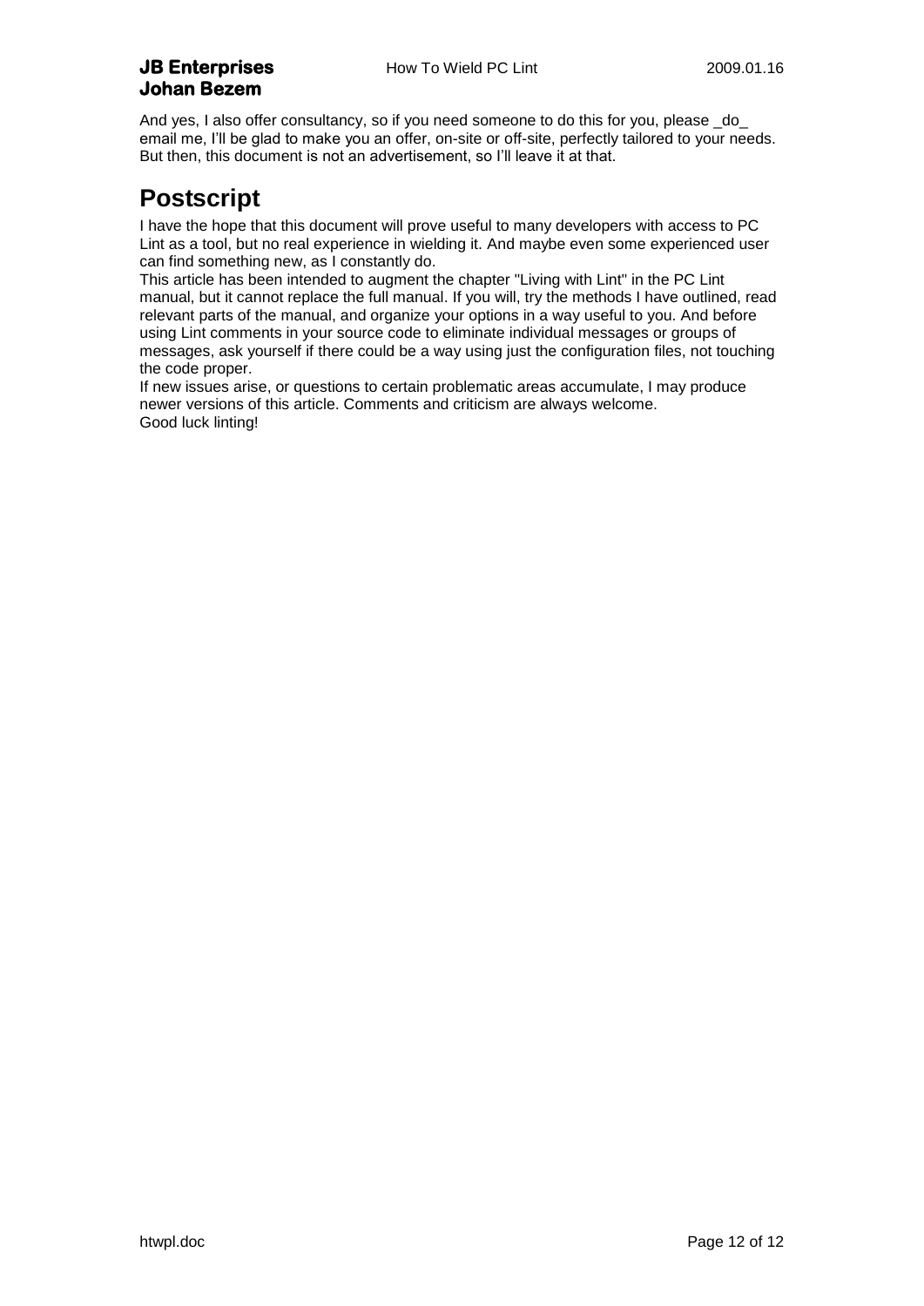And yes, I also offer consultancy, so if you need someone to do this for you, please _do_ email me, I'll be glad to make you an offer, on-site or off-site, perfectly tailored to your needs. But then, this document is not an advertisement, so I'll leave it at that.

# Postscript

I have the hope that this document will prove useful to many developers with access to PC Lint as a tool, but no real experience in wielding it. And maybe even some experienced user can find something new, as I constantly do.

This article has been intended to augment the chapter "Living with Lint" in the PC Lint manual, but it cannot replace the full manual. If you will, try the methods I have outlined, read relevant parts of the manual, and organize your options in a way useful to you. And before using Lint comments in your source code to eliminate individual messages or groups of messages, ask yourself if there could be a way using just the configuration files, not touching the code proper.

If new issues arise, or questions to certain problematic areas accumulate, I may produce newer versions of this article. Comments and criticism are always welcome.

Good luck linting!